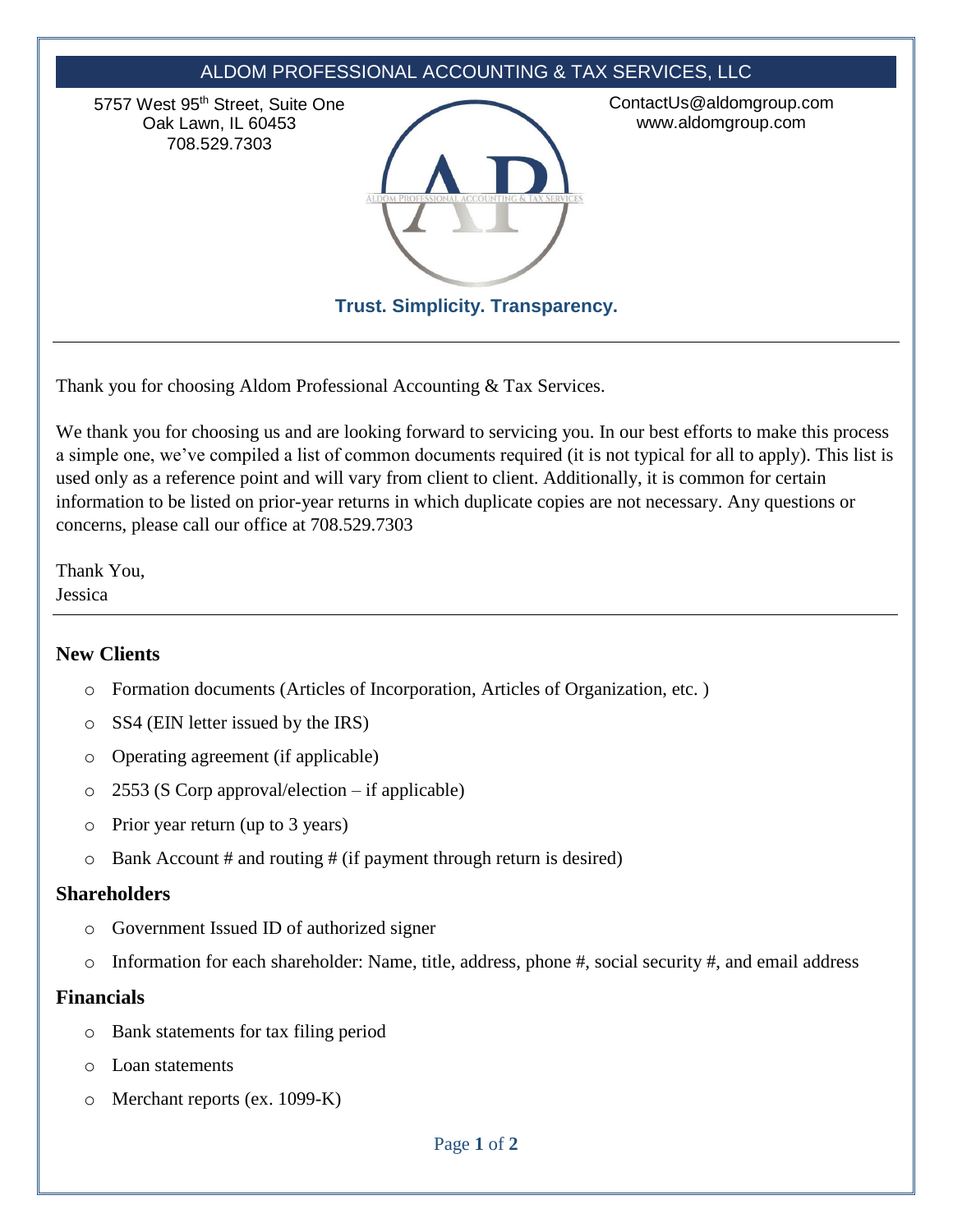# ALDOM PROFESSIONAL ACCOUNTING & TAX SERVICES, LLC

5757 West 95th Street, Suite One
Oak Lawn, IL 60453
708.529.7303

ContactUs@aldomgroup.com
www.aldomgroup.com

**Trust. Simplicity. Transparency.**

---

Thank you for choosing Aldom Professional Accounting & Tax Services.

We thank you for choosing us and are looking forward to servicing you. In our best efforts to make this process a simple one, we've compiled a list of common documents required (it is not typical for all to apply). This list is used only as a reference point and will vary from client to client. Additionally, it is common for certain information to be listed on prior-year returns in which duplicate copies are not necessary. Any questions or concerns, please call our office at 708.529.7303

Thank You,
Jessica

---

## New Clients

- Formation documents (Articles of Incorporation, Articles of Organization, etc. )
- SS4 (EIN letter issued by the IRS)
- Operating agreement (if applicable)
- 2553 (S Corp approval/election – if applicable)
- Prior year return (up to 3 years)
- Bank Account # and routing # (if payment through return is desired)

## Shareholders

- Government Issued ID of authorized signer
- Information for each shareholder: Name, title, address, phone #, social security #, and email address

## Financials

- Bank statements for tax filing period
- Loan statements
- Merchant reports (ex. 1099-K)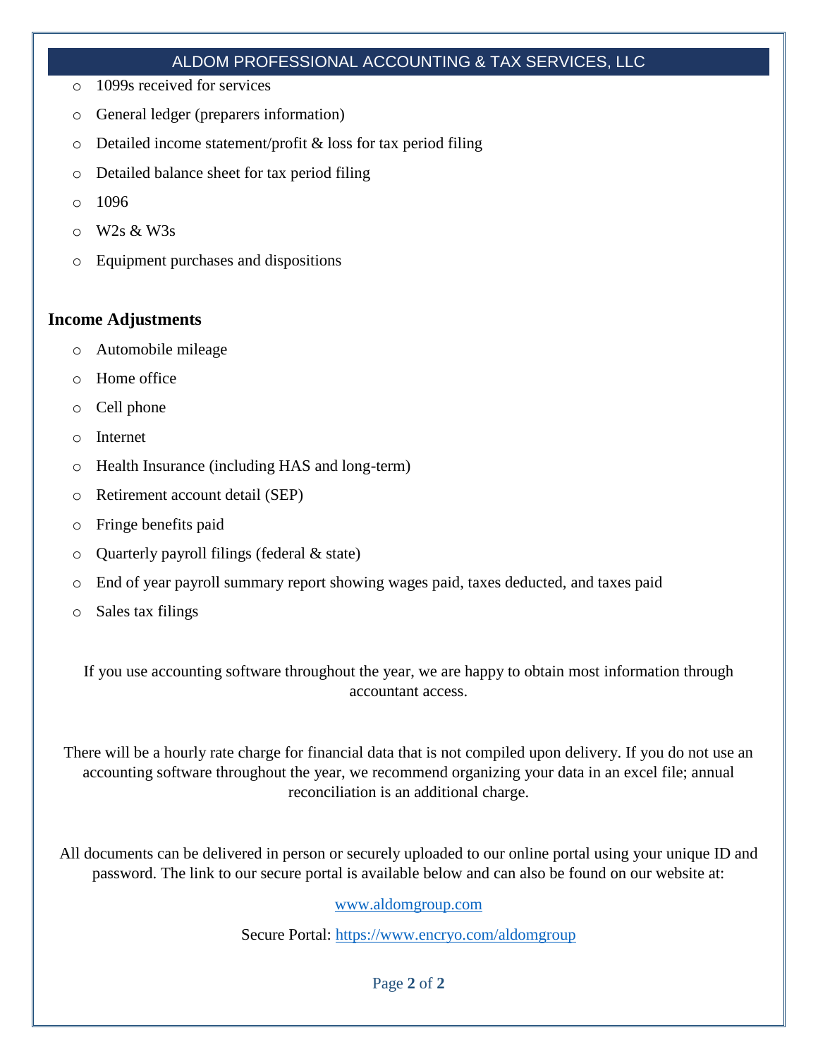- 1099s received for services
- General ledger (preparers information)
- Detailed income statement/profit & loss for tax period filing
- Detailed balance sheet for tax period filing
- 1096
- W2s & W3s
- Equipment purchases and dispositions

### Income Adjustments

- Automobile mileage
- Home office
- Cell phone
- Internet
- Health Insurance (including HAS and long-term)
- Retirement account detail (SEP)
- Fringe benefits paid
- Quarterly payroll filings (federal & state)
- End of year payroll summary report showing wages paid, taxes deducted, and taxes paid
- Sales tax filings

If you use accounting software throughout the year, we are happy to obtain most information through accountant access.

There will be a hourly rate charge for financial data that is not compiled upon delivery. If you do not use an accounting software throughout the year, we recommend organizing your data in an excel file; annual reconciliation is an additional charge.

All documents can be delivered in person or securely uploaded to our online portal using your unique ID and password. The link to our secure portal is available below and can also be found on our website at:

www.aldomgroup.com

Secure Portal: https://www.encryo.com/aldomgroup